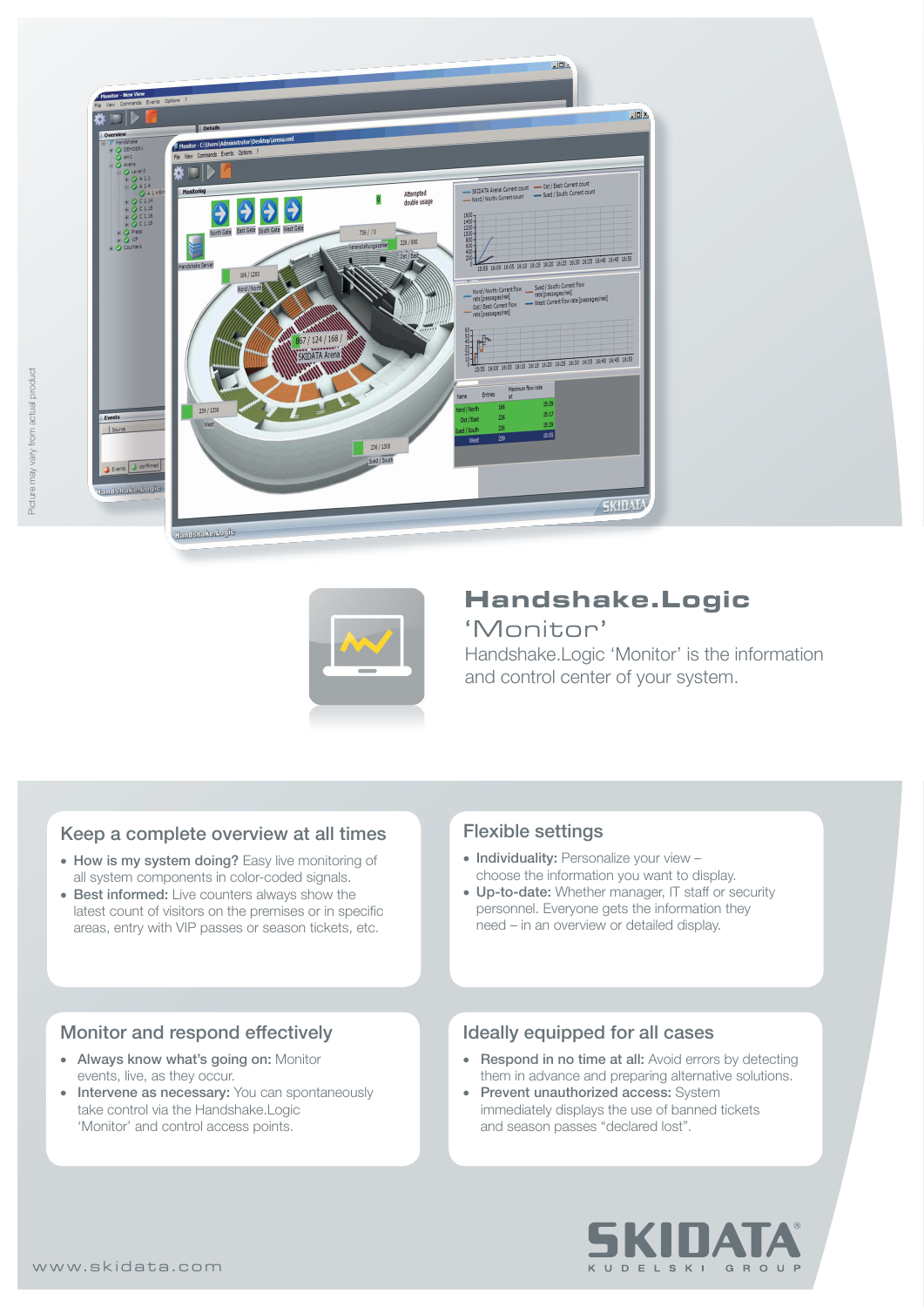Picture may vary from actual product

# Handshake.Logic 'Monitor'

Handshake.Logic 'Monitor' is the information and control center of your system.

## Keep a complete overview at all times

- **How is my system doing?** Easy live monitoring of all system components in color-coded signals.
- **Best informed:** Live counters always show the latest count of visitors on the premises or in specific areas, entry with VIP passes or season tickets, etc.

## Flexible settings

- **Individuality:** Personalize your view – choose the information you want to display.
- **Up-to-date:** Whether manager, IT staff or security personnel. Everyone gets the information they need – in an overview or detailed display.

## Monitor and respond effectively

- **Always know what's going on:** Monitor events, live, as they occur.
- **Intervene as necessary:** You can spontaneously take control via the Handshake.Logic 'Monitor' and control access points.

## Ideally equipped for all cases

- **Respond in no time at all:** Avoid errors by detecting them in advance and preparing alternative solutions.
- **Prevent unauthorized access:** System immediately displays the use of banned tickets and season passes "declared lost".

www.skidata.com

SKIDATA® KUDELSKI GROUP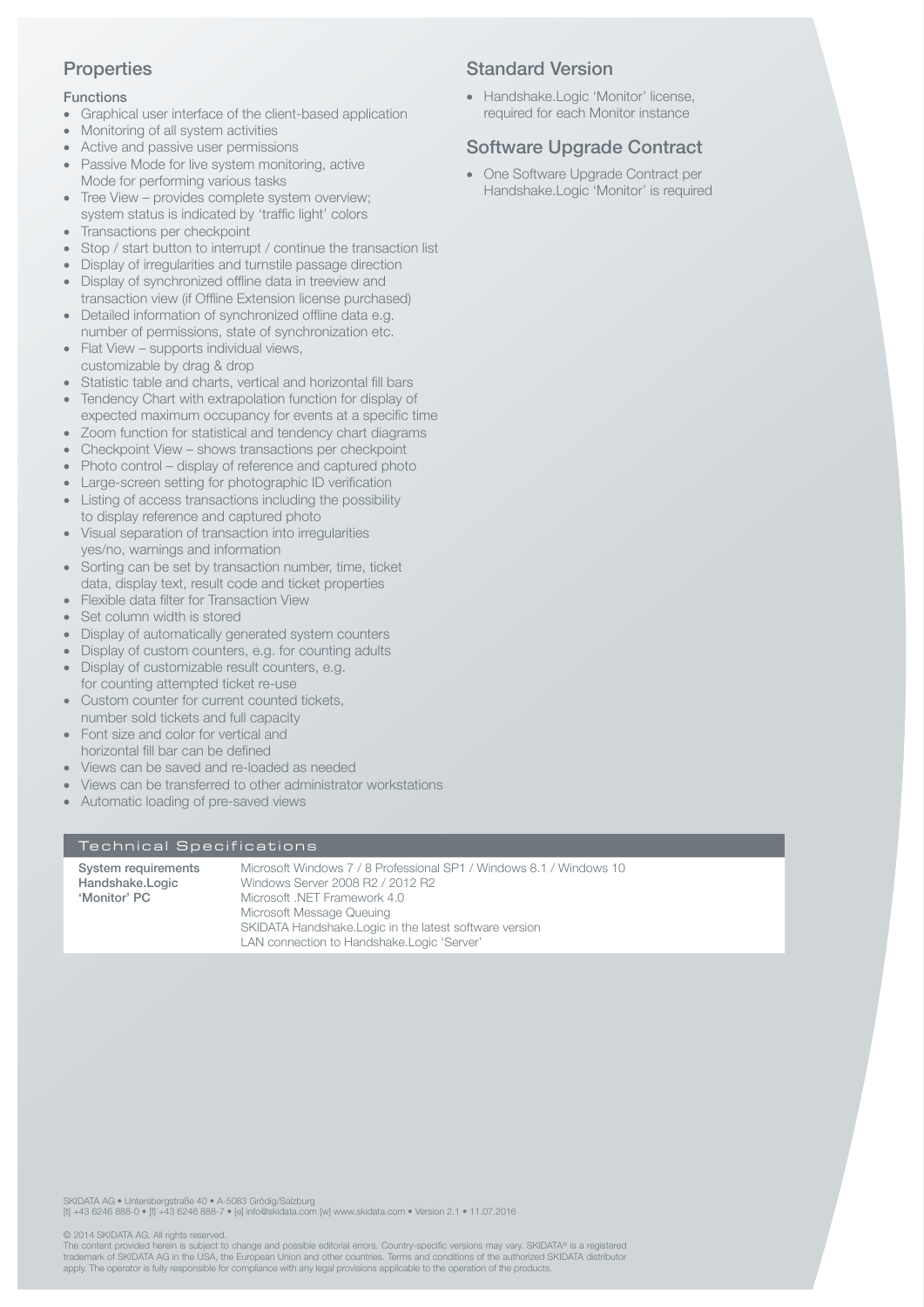## Properties

### Functions

- Graphical user interface of the client-based application
- Monitoring of all system activities
- Active and passive user permissions
- Passive Mode for live system monitoring, active Mode for performing various tasks
- Tree View – provides complete system overview; system status is indicated by 'traffic light' colors
- Transactions per checkpoint
- Stop / start button to interrupt / continue the transaction list
- Display of irregularities and turnstile passage direction
- Display of synchronized offline data in treeview and transaction view (if Offline Extension license purchased)
- Detailed information of synchronized offline data e.g. number of permissions, state of synchronization etc.
- Flat View – supports individual views, customizable by drag & drop
- Statistic table and charts, vertical and horizontal fill bars
- Tendency Chart with extrapolation function for display of expected maximum occupancy for events at a specific time
- Zoom function for statistical and tendency chart diagrams
- Checkpoint View – shows transactions per checkpoint
- Photo control – display of reference and captured photo
- Large-screen setting for photographic ID verification
- Listing of access transactions including the possibility to display reference and captured photo
- Visual separation of transaction into irregularities yes/no, warnings and information
- Sorting can be set by transaction number, time, ticket data, display text, result code and ticket properties
- Flexible data filter for Transaction View
- Set column width is stored
- Display of automatically generated system counters
- Display of custom counters, e.g. for counting adults
- Display of customizable result counters, e.g. for counting attempted ticket re-use
- Custom counter for current counted tickets, number sold tickets and full capacity
- Font size and color for vertical and horizontal fill bar can be defined
- Views can be saved and re-loaded as needed
- Views can be transferred to other administrator workstations
- Automatic loading of pre-saved views

## Standard Version

- Handshake.Logic 'Monitor' license, required for each Monitor instance

## Software Upgrade Contract

- One Software Upgrade Contract per Handshake.Logic 'Monitor' is required

## Technical Specifications

| | |
|---|---|
| **System requirements Handshake.Logic 'Monitor' PC** | Microsoft Windows 7 / 8 Professional SP1 / Windows 8.1 / Windows 10<br>Windows Server 2008 R2 / 2012 R2<br>Microsoft .NET Framework 4.0<br>Microsoft Message Queuing<br>SKIDATA Handshake.Logic in the latest software version<br>LAN connection to Handshake.Logic 'Server' |

SKIDATA AG • Untersbergstraße 40 • A-5083 Grödig/Salzburg
[t] +43 6246 888-0 • [f] +43 6246 888-7 • [e] info@skidata.com [w] www.skidata.com • Version 2.1 • 11.07.2016

© 2014 SKIDATA AG. All rights reserved.
The content provided herein is subject to change and possible editorial errors. Country-specific versions may vary. SKIDATA® is a registered trademark of SKIDATA AG in the USA, the European Union and other countries. Terms and conditions of the authorized SKIDATA distributor apply. The operator is fully responsible for compliance with any legal provisions applicable to the operation of the products.